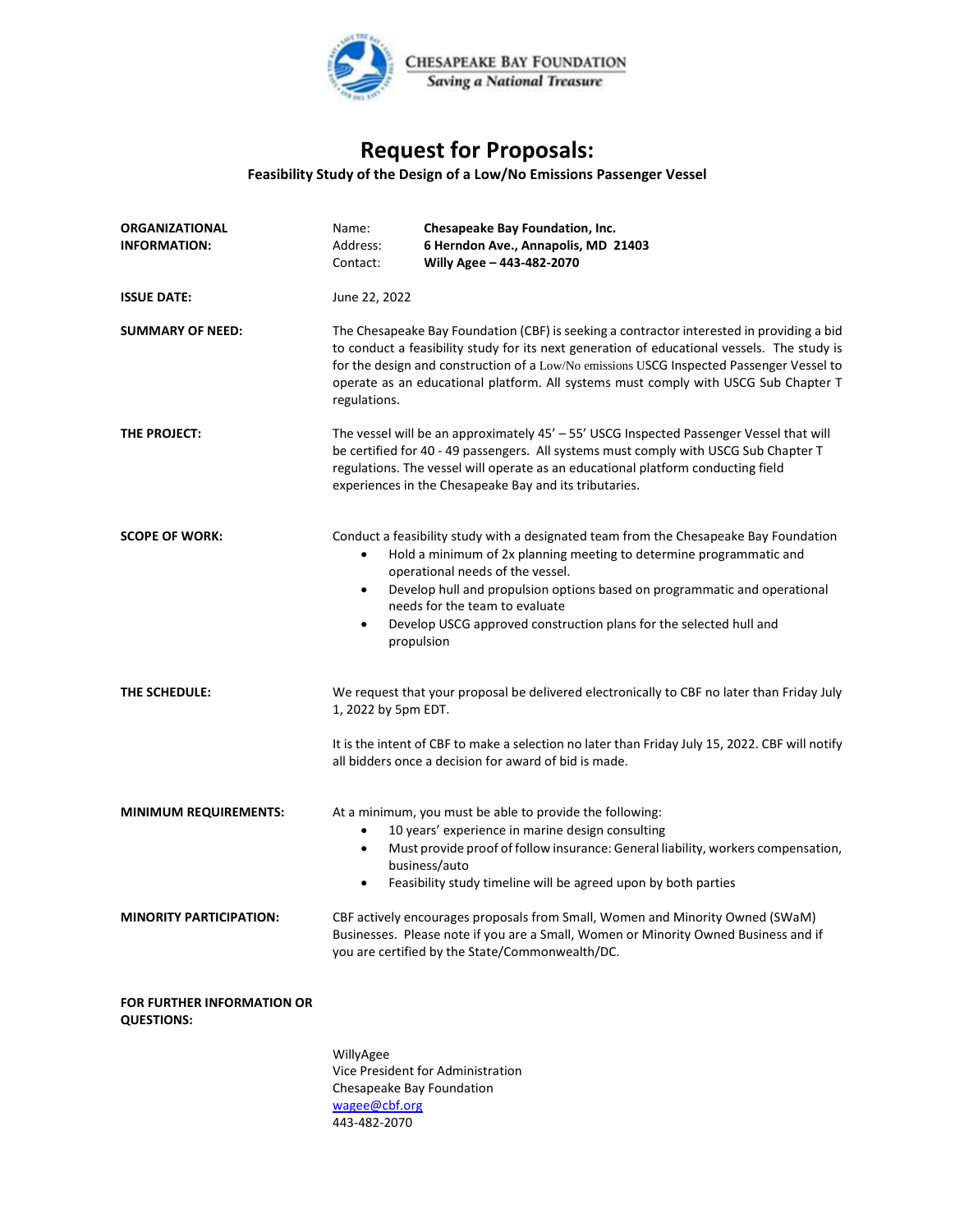CHESAPEAKE BAY FOUNDATION
*Saving a National Treasure*

# Request for Proposals:

**Feasibility Study of the Design of a Low/No Emissions Passenger Vessel**

**ORGANIZATIONAL INFORMATION:**

Name: **Chesapeake Bay Foundation, Inc.**
Address: **6 Herndon Ave., Annapolis, MD 21403**
Contact: **Willy Agee – 443-482-2070**

**ISSUE DATE:** June 22, 2022

**SUMMARY OF NEED:** The Chesapeake Bay Foundation (CBF) is seeking a contractor interested in providing a bid to conduct a feasibility study for its next generation of educational vessels. The study is for the design and construction of a Low/No emissions USCG Inspected Passenger Vessel to operate as an educational platform. All systems must comply with USCG Sub Chapter T regulations.

**THE PROJECT:** The vessel will be an approximately 45' – 55' USCG Inspected Passenger Vessel that will be certified for 40 - 49 passengers. All systems must comply with USCG Sub Chapter T regulations. The vessel will operate as an educational platform conducting field experiences in the Chesapeake Bay and its tributaries.

**SCOPE OF WORK:** Conduct a feasibility study with a designated team from the Chesapeake Bay Foundation

- Hold a minimum of 2x planning meeting to determine programmatic and operational needs of the vessel.
- Develop hull and propulsion options based on programmatic and operational needs for the team to evaluate
- Develop USCG approved construction plans for the selected hull and propulsion

**THE SCHEDULE:** We request that your proposal be delivered electronically to CBF no later than Friday July 1, 2022 by 5pm EDT.

It is the intent of CBF to make a selection no later than Friday July 15, 2022. CBF will notify all bidders once a decision for award of bid is made.

**MINIMUM REQUIREMENTS:** At a minimum, you must be able to provide the following:

- 10 years' experience in marine design consulting
- Must provide proof of follow insurance: General liability, workers compensation, business/auto
- Feasibility study timeline will be agreed upon by both parties

**MINORITY PARTICIPATION:** CBF actively encourages proposals from Small, Women and Minority Owned (SWaM) Businesses. Please note if you are a Small, Women or Minority Owned Business and if you are certified by the State/Commonwealth/DC.

**FOR FURTHER INFORMATION OR QUESTIONS:**

WillyAgee
Vice President for Administration
Chesapeake Bay Foundation
wagee@cbf.org
443-482-2070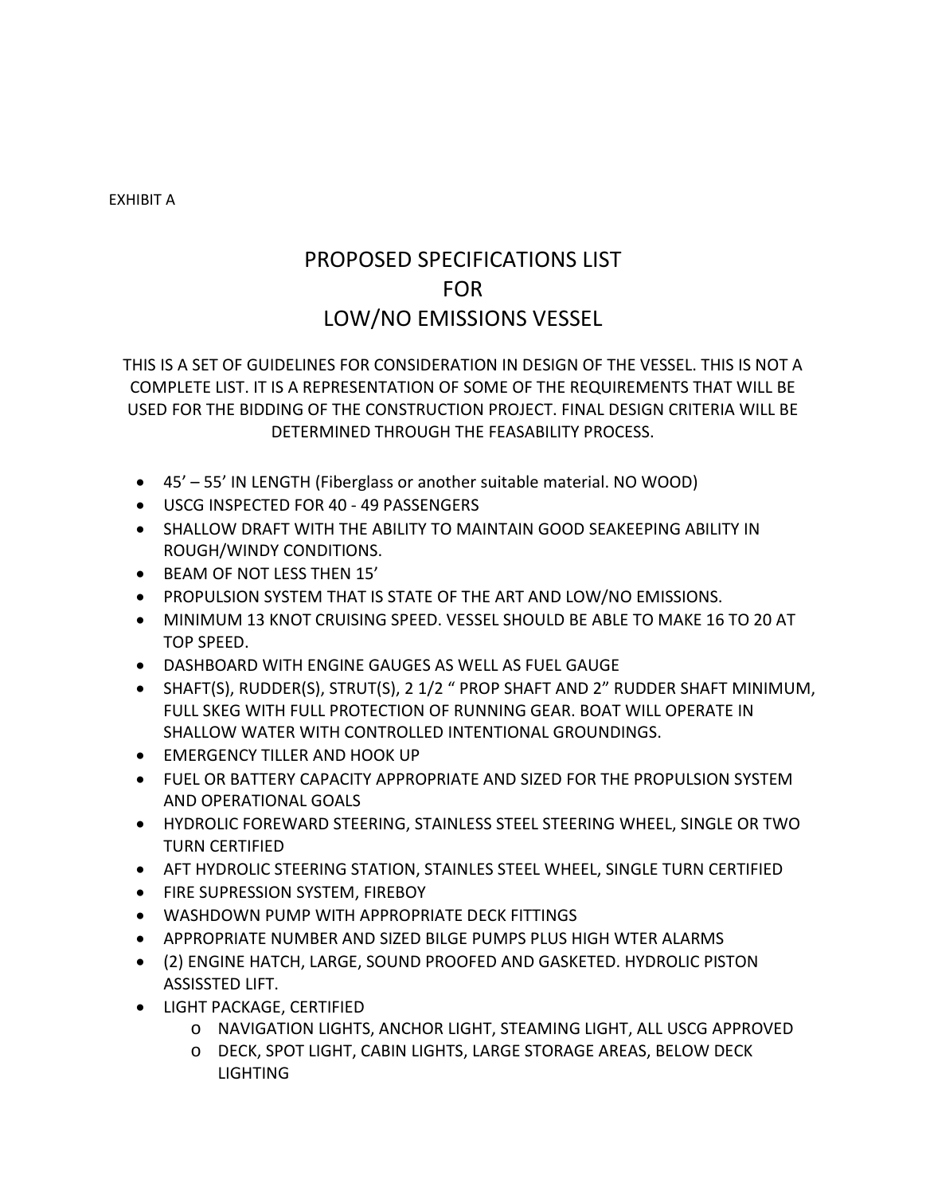EXHIBIT A

# PROPOSED SPECIFICATIONS LIST
# FOR
# LOW/NO EMISSIONS VESSEL

THIS IS A SET OF GUIDELINES FOR CONSIDERATION IN DESIGN OF THE VESSEL. THIS IS NOT A COMPLETE LIST. IT IS A REPRESENTATION OF SOME OF THE REQUIREMENTS THAT WILL BE USED FOR THE BIDDING OF THE CONSTRUCTION PROJECT. FINAL DESIGN CRITERIA WILL BE DETERMINED THROUGH THE FEASABILITY PROCESS.

- 45' – 55' IN LENGTH (Fiberglass or another suitable material. NO WOOD)
- USCG INSPECTED FOR 40 - 49 PASSENGERS
- SHALLOW DRAFT WITH THE ABILITY TO MAINTAIN GOOD SEAKEEPING ABILITY IN ROUGH/WINDY CONDITIONS.
- BEAM OF NOT LESS THEN 15'
- PROPULSION SYSTEM THAT IS STATE OF THE ART AND LOW/NO EMISSIONS.
- MINIMUM 13 KNOT CRUISING SPEED. VESSEL SHOULD BE ABLE TO MAKE 16 TO 20 AT TOP SPEED.
- DASHBOARD WITH ENGINE GAUGES AS WELL AS FUEL GAUGE
- SHAFT(S), RUDDER(S), STRUT(S), 2 1/2 " PROP SHAFT AND 2" RUDDER SHAFT MINIMUM, FULL SKEG WITH FULL PROTECTION OF RUNNING GEAR. BOAT WILL OPERATE IN SHALLOW WATER WITH CONTROLLED INTENTIONAL GROUNDINGS.
- EMERGENCY TILLER AND HOOK UP
- FUEL OR BATTERY CAPACITY APPROPRIATE AND SIZED FOR THE PROPULSION SYSTEM AND OPERATIONAL GOALS
- HYDROLIC FOREWARD STEERING, STAINLESS STEEL STEERING WHEEL, SINGLE OR TWO TURN CERTIFIED
- AFT HYDROLIC STEERING STATION, STAINLES STEEL WHEEL, SINGLE TURN CERTIFIED
- FIRE SUPRESSION SYSTEM, FIREBOY
- WASHDOWN PUMP WITH APPROPRIATE DECK FITTINGS
- APPROPRIATE NUMBER AND SIZED BILGE PUMPS PLUS HIGH WTER ALARMS
- (2) ENGINE HATCH, LARGE, SOUND PROOFED AND GASKETED. HYDROLIC PISTON ASSISSTED LIFT.
- LIGHT PACKAGE, CERTIFIED
  - NAVIGATION LIGHTS, ANCHOR LIGHT, STEAMING LIGHT, ALL USCG APPROVED
  - DECK, SPOT LIGHT, CABIN LIGHTS, LARGE STORAGE AREAS, BELOW DECK LIGHTING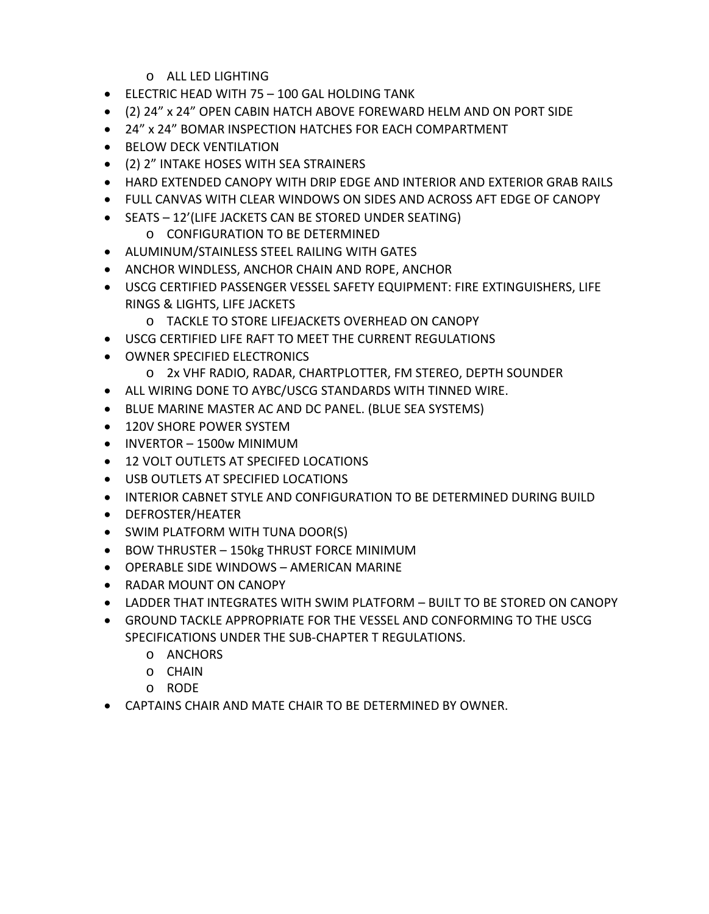- ALL LED LIGHTING
- ELECTRIC HEAD WITH 75 – 100 GAL HOLDING TANK
- (2) 24" x 24" OPEN CABIN HATCH ABOVE FOREWARD HELM AND ON PORT SIDE
- 24" x 24" BOMAR INSPECTION HATCHES FOR EACH COMPARTMENT
- BELOW DECK VENTILATION
- (2) 2" INTAKE HOSES WITH SEA STRAINERS
- HARD EXTENDED CANOPY WITH DRIP EDGE AND INTERIOR AND EXTERIOR GRAB RAILS
- FULL CANVAS WITH CLEAR WINDOWS ON SIDES AND ACROSS AFT EDGE OF CANOPY
- SEATS – 12'(LIFE JACKETS CAN BE STORED UNDER SEATING)
  - CONFIGURATION TO BE DETERMINED
- ALUMINUM/STAINLESS STEEL RAILING WITH GATES
- ANCHOR WINDLESS, ANCHOR CHAIN AND ROPE, ANCHOR
- USCG CERTIFIED PASSENGER VESSEL SAFETY EQUIPMENT: FIRE EXTINGUISHERS, LIFE RINGS & LIGHTS, LIFE JACKETS
  - TACKLE TO STORE LIFEJACKETS OVERHEAD ON CANOPY
- USCG CERTIFIED LIFE RAFT TO MEET THE CURRENT REGULATIONS
- OWNER SPECIFIED ELECTRONICS
  - 2x VHF RADIO, RADAR, CHARTPLOTTER, FM STEREO, DEPTH SOUNDER
- ALL WIRING DONE TO AYBC/USCG STANDARDS WITH TINNED WIRE.
- BLUE MARINE MASTER AC AND DC PANEL. (BLUE SEA SYSTEMS)
- 120V SHORE POWER SYSTEM
- INVERTOR – 1500w MINIMUM
- 12 VOLT OUTLETS AT SPECIFED LOCATIONS
- USB OUTLETS AT SPECIFIED LOCATIONS
- INTERIOR CABNET STYLE AND CONFIGURATION TO BE DETERMINED DURING BUILD
- DEFROSTER/HEATER
- SWIM PLATFORM WITH TUNA DOOR(S)
- BOW THRUSTER – 150kg THRUST FORCE MINIMUM
- OPERABLE SIDE WINDOWS – AMERICAN MARINE
- RADAR MOUNT ON CANOPY
- LADDER THAT INTEGRATES WITH SWIM PLATFORM – BUILT TO BE STORED ON CANOPY
- GROUND TACKLE APPROPRIATE FOR THE VESSEL AND CONFORMING TO THE USCG SPECIFICATIONS UNDER THE SUB-CHAPTER T REGULATIONS.
  - ANCHORS
  - CHAIN
  - RODE
- CAPTAINS CHAIR AND MATE CHAIR TO BE DETERMINED BY OWNER.